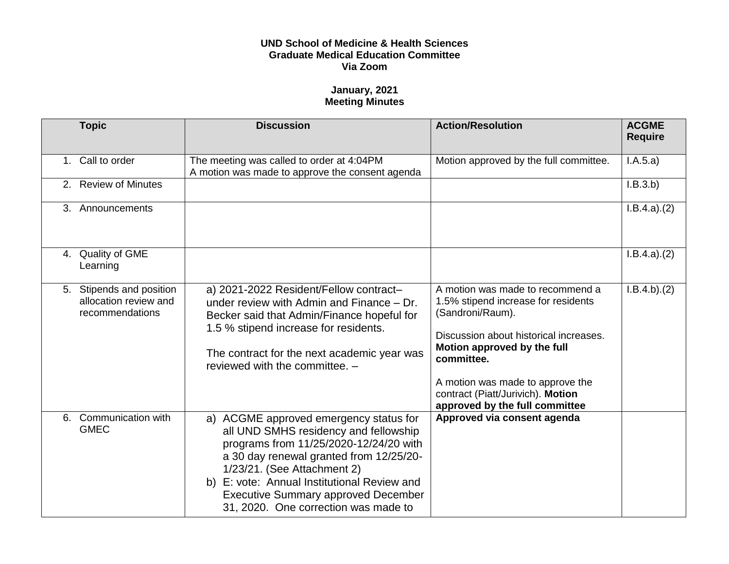**UND School of Medicine & Health Sciences**
**Graduate Medical Education Committee**
**Via Zoom**

**January, 2021**
**Meeting Minutes**

| Topic | Discussion | Action/Resolution | ACGME Require |
|---|---|---|---|
| 1. Call to order | The meeting was called to order at 4:04PM<br>A motion was made to approve the consent agenda | Motion approved by the full committee. | I.A.5.a) |
| 2. Review of Minutes | | | I.B.3.b) |
| 3. Announcements | | | I.B.4.a).(2) |
| 4. Quality of GME Learning | | | I.B.4.a).(2) |
| 5. Stipends and position allocation review and recommendations | a) 2021-2022 Resident/Fellow contract– under review with Admin and Finance – Dr. Becker said that Admin/Finance hopeful for 1.5 % stipend increase for residents.<br><br>The contract for the next academic year was reviewed with the committee. – | A motion was made to recommend a 1.5% stipend increase for residents (Sandroni/Raum).<br><br>Discussion about historical increases. **Motion approved by the full committee.**<br><br>A motion was made to approve the contract (Piatt/Jurivich). **Motion approved by the full committee** | I.B.4.b).(2) |
| 6. Communication with GMEC | a) ACGME approved emergency status for all UND SMHS residency and fellowship programs from 11/25/2020-12/24/20 with a 30 day renewal granted from 12/25/20-1/23/21. (See Attachment 2)<br>b) E: vote: Annual Institutional Review and Executive Summary approved December 31, 2020. One correction was made to | **Approved via consent agenda** | |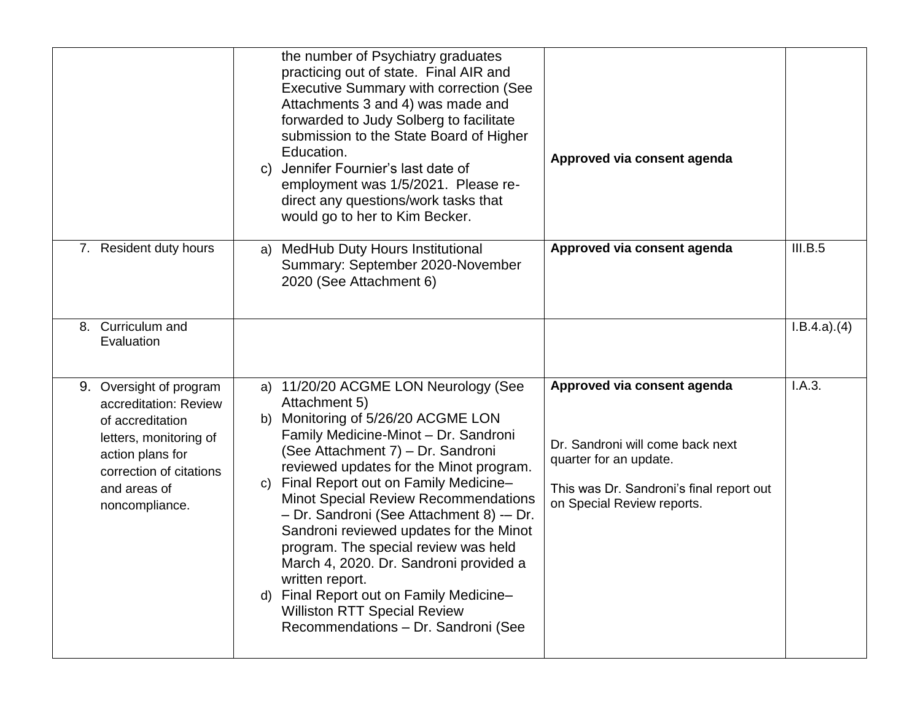|  |  |  |  |
|---|---|---|---|
|  | the number of Psychiatry graduates practicing out of state. Final AIR and Executive Summary with correction (See Attachments 3 and 4) was made and forwarded to Judy Solberg to facilitate submission to the State Board of Higher Education.<br>c) Jennifer Fournier's last date of employment was 1/5/2021. Please re-direct any questions/work tasks that would go to her to Kim Becker. | **Approved via consent agenda** |  |
| 7. Resident duty hours | a) MedHub Duty Hours Institutional Summary: September 2020-November 2020 (See Attachment 6) | **Approved via consent agenda** | III.B.5 |
| 8. Curriculum and Evaluation |  |  | I.B.4.a).(4) |
| 9. Oversight of program accreditation: Review of accreditation letters, monitoring of action plans for correction of citations and areas of noncompliance. | a) 11/20/20 ACGME LON Neurology (See Attachment 5)<br>b) Monitoring of 5/26/20 ACGME LON Family Medicine-Minot – Dr. Sandroni (See Attachment 7) – Dr. Sandroni reviewed updates for the Minot program.<br>c) Final Report out on Family Medicine–Minot Special Review Recommendations – Dr. Sandroni (See Attachment 8) -– Dr. Sandroni reviewed updates for the Minot program. The special review was held March 4, 2020. Dr. Sandroni provided a written report.<br>d) Final Report out on Family Medicine–Williston RTT Special Review Recommendations – Dr. Sandroni (See | **Approved via consent agenda**<br><br>Dr. Sandroni will come back next quarter for an update.<br><br>This was Dr. Sandroni's final report out on Special Review reports. | I.A.3. |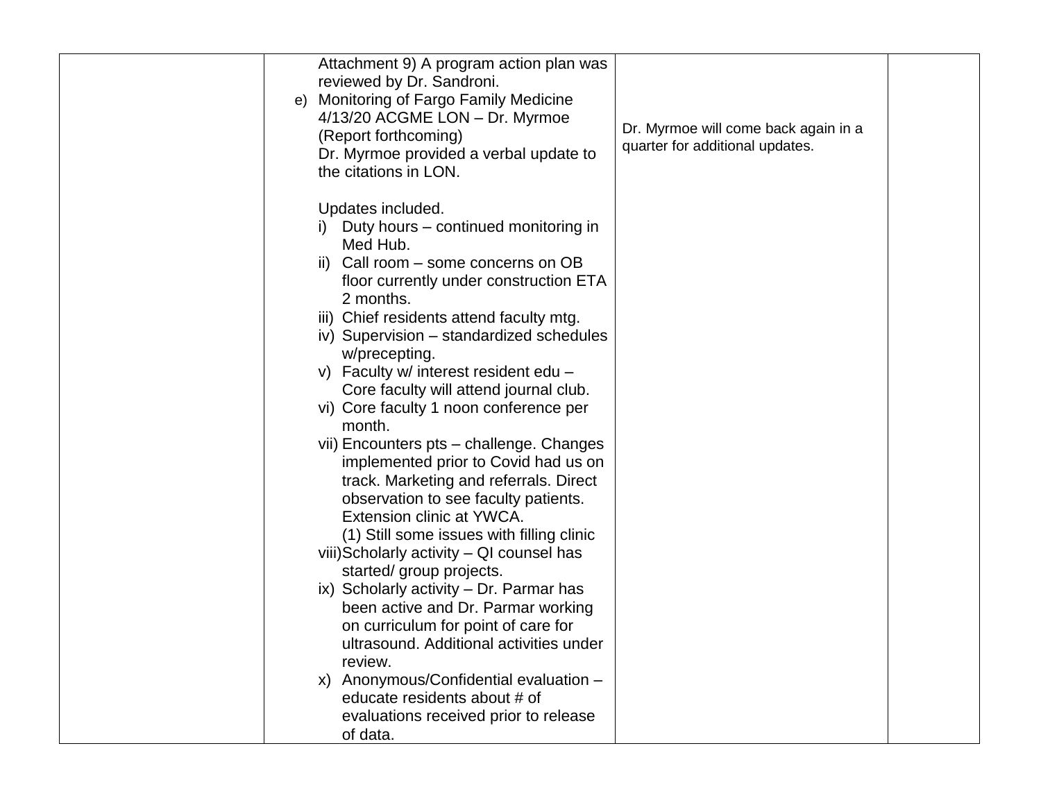| | | | |
|---|---|---|---|
| | Attachment 9) A program action plan was reviewed by Dr. Sandroni.<br>e) Monitoring of Fargo Family Medicine 4/13/20 ACGME LON – Dr. Myrmoe (Report forthcoming)<br>Dr. Myrmoe provided a verbal update to the citations in LON.<br><br>Updates included.<br>i) Duty hours – continued monitoring in Med Hub.<br>ii) Call room – some concerns on OB floor currently under construction ETA 2 months.<br>iii) Chief residents attend faculty mtg.<br>iv) Supervision – standardized schedules w/precepting.<br>v) Faculty w/ interest resident edu – Core faculty will attend journal club.<br>vi) Core faculty 1 noon conference per month.<br>vii) Encounters pts – challenge. Changes implemented prior to Covid had us on track. Marketing and referrals. Direct observation to see faculty patients. Extension clinic at YWCA.<br>(1) Still some issues with filling clinic<br>viii) Scholarly activity – QI counsel has started/ group projects.<br>ix) Scholarly activity – Dr. Parmar has been active and Dr. Parmar working on curriculum for point of care for ultrasound. Additional activities under review.<br>x) Anonymous/Confidential evaluation – educate residents about # of evaluations received prior to release of data. | Dr. Myrmoe will come back again in a quarter for additional updates. | |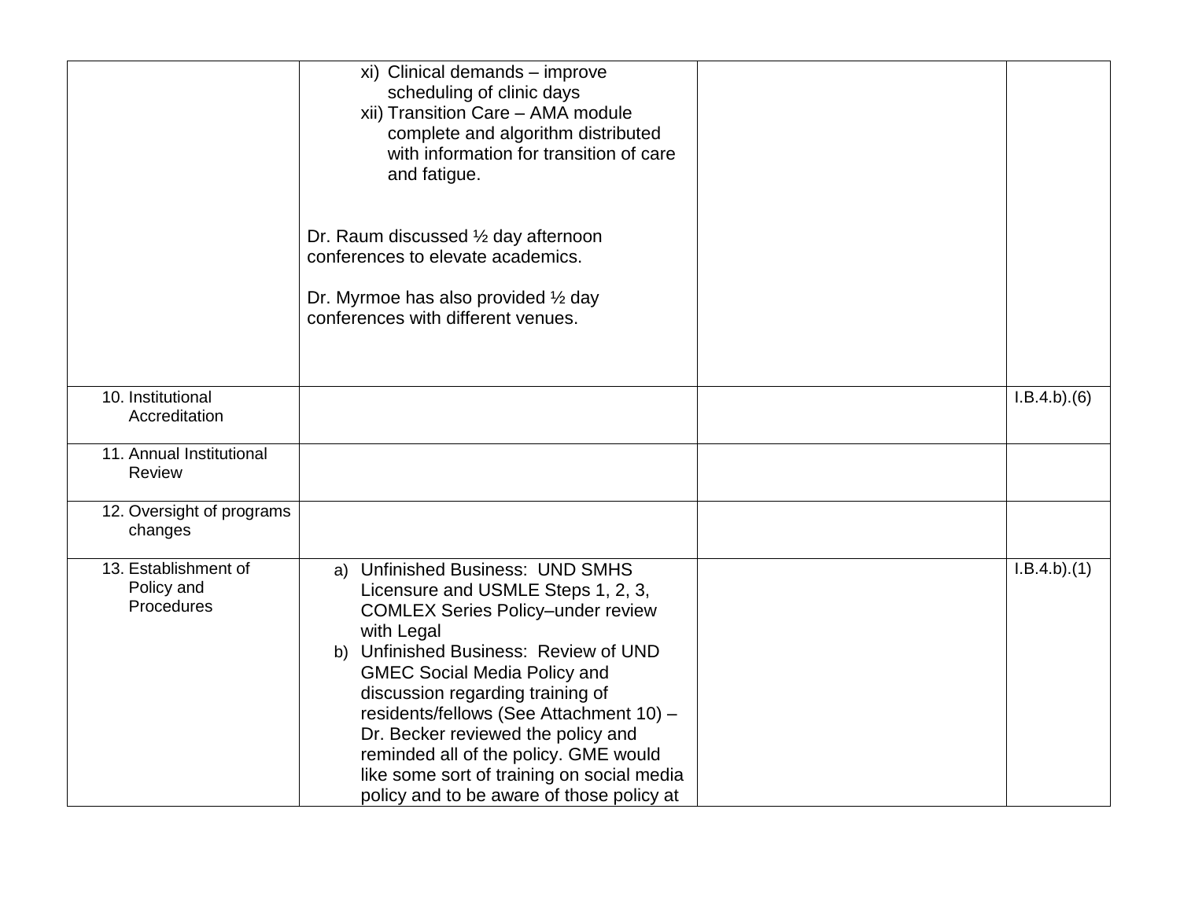| | | | |
|---|---|---|---|
| | xi) Clinical demands – improve scheduling of clinic days<br>xii) Transition Care – AMA module complete and algorithm distributed with information for transition of care and fatigue.<br><br>Dr. Raum discussed ½ day afternoon conferences to elevate academics.<br><br>Dr. Myrmoe has also provided ½ day conferences with different venues. | | |
| 10. Institutional Accreditation | | | I.B.4.b).(6) |
| 11. Annual Institutional Review | | | |
| 12. Oversight of programs changes | | | |
| 13. Establishment of Policy and Procedures | a) Unfinished Business: UND SMHS Licensure and USMLE Steps 1, 2, 3, COMLEX Series Policy–under review with Legal<br>b) Unfinished Business: Review of UND GMEC Social Media Policy and discussion regarding training of residents/fellows (See Attachment 10) – Dr. Becker reviewed the policy and reminded all of the policy. GME would like some sort of training on social media policy and to be aware of those policy at | | I.B.4.b).(1) |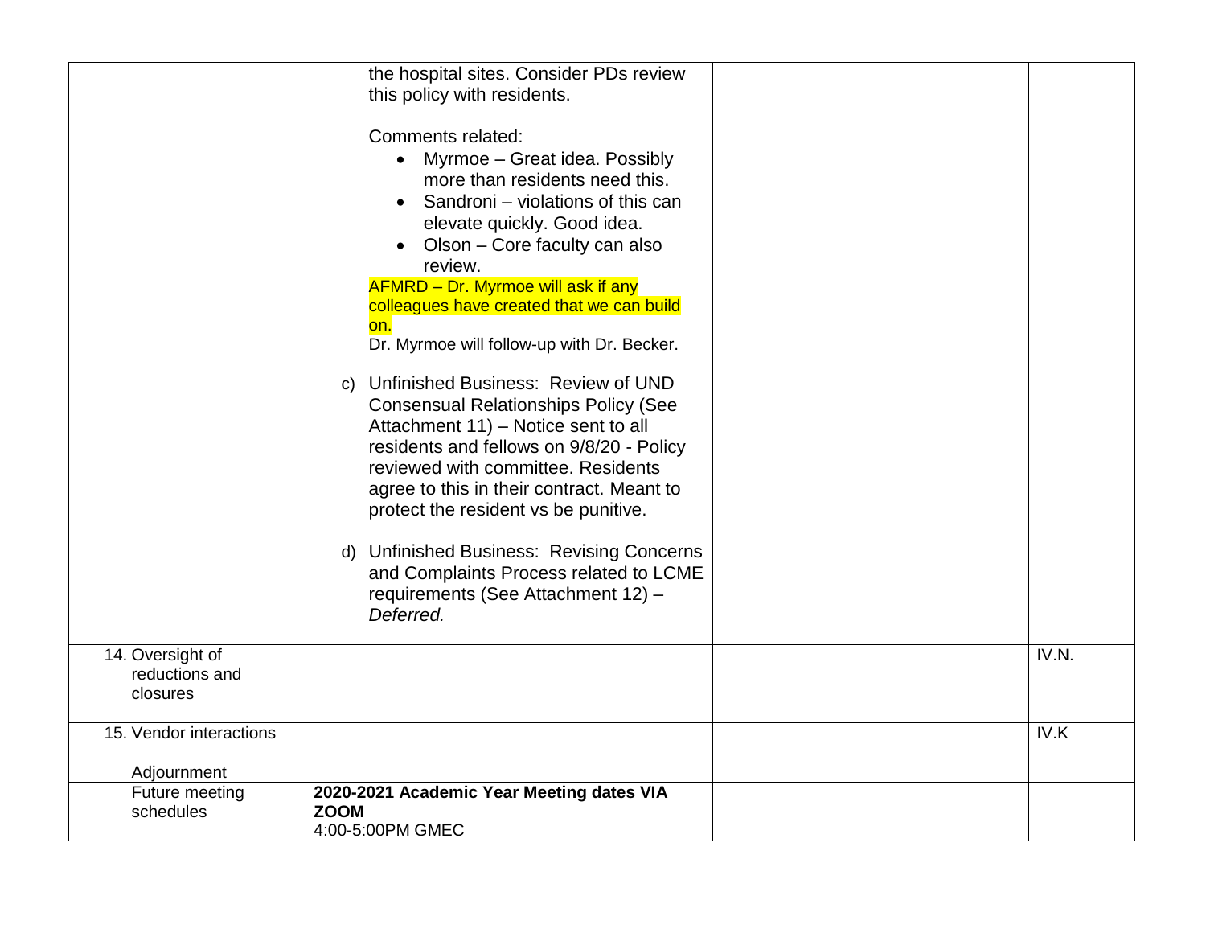| | | | |
|---|---|---|---|
| | the hospital sites. Consider PDs review this policy with residents.<br><br>Comments related:<br>• Myrmoe – Great idea. Possibly more than residents need this.<br>• Sandroni – violations of this can elevate quickly. Good idea.<br>• Olson – Core faculty can also review.<br>AFMRD – Dr. Myrmoe will ask if any colleagues have created that we can build on.<br>Dr. Myrmoe will follow-up with Dr. Becker.<br><br>c) Unfinished Business: Review of UND Consensual Relationships Policy (See Attachment 11) – Notice sent to all residents and fellows on 9/8/20 - Policy reviewed with committee. Residents agree to this in their contract. Meant to protect the resident vs be punitive.<br><br>d) Unfinished Business: Revising Concerns and Complaints Process related to LCME requirements (See Attachment 12) – *Deferred.* | | |
| 14. Oversight of reductions and closures | | | IV.N. |
| 15. Vendor interactions | | | IV.K |
| Adjournment | | | |
| Future meeting schedules | **2020-2021 Academic Year Meeting dates VIA ZOOM**<br>4:00-5:00PM GMEC | | |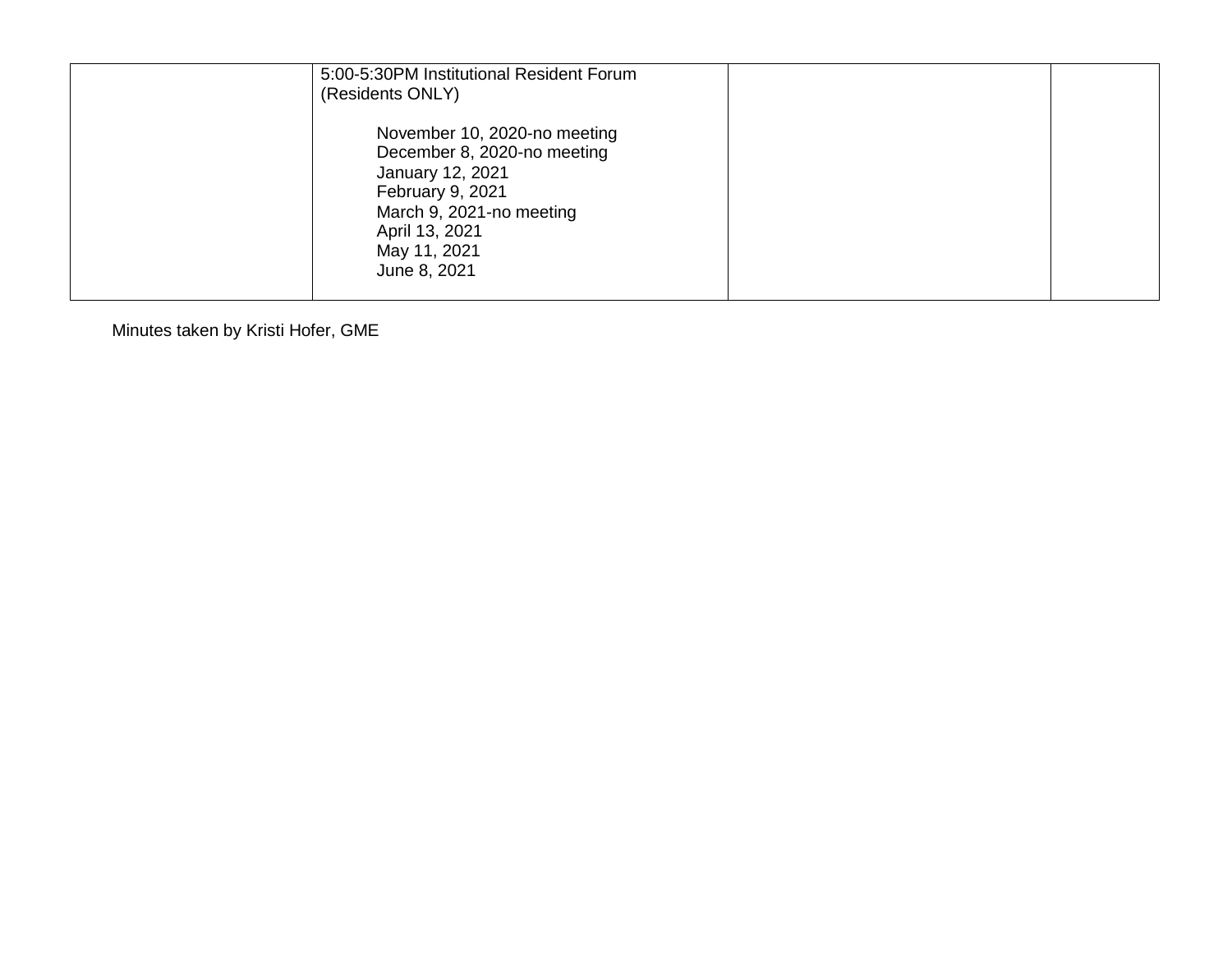| | | | |
|---|---|---|---|
| | 5:00-5:30PM Institutional Resident Forum (Residents ONLY)<br><br>November 10, 2020-no meeting<br>December 8, 2020-no meeting<br>January 12, 2021<br>February 9, 2021<br>March 9, 2021-no meeting<br>April 13, 2021<br>May 11, 2021<br>June 8, 2021 | | |

Minutes taken by Kristi Hofer, GME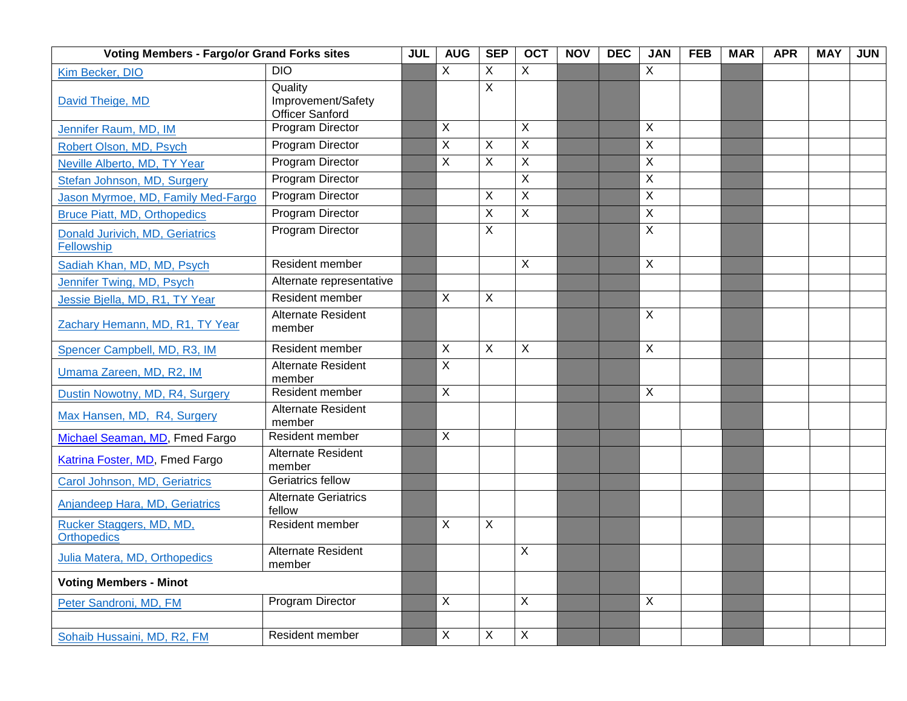| Voting Members - Fargo/or Grand Forks sites | | JUL | AUG | SEP | OCT | NOV | DEC | JAN | FEB | MAR | APR | MAY | JUN |
|---|---|---|---|---|---|---|---|---|---|---|---|---|---|
| Kim Becker, DIO | DIO | | X | X | X | | | X | | | | | |
| David Theige, MD | Quality Improvement/Safety Officer Sanford | | | X | | | | | | | | | |
| Jennifer Raum, MD, IM | Program Director | | X | | X | | | X | | | | | |
| Robert Olson, MD, Psych | Program Director | | X | X | X | | | X | | | | | |
| Neville Alberto, MD, TY Year | Program Director | | X | X | X | | | X | | | | | |
| Stefan Johnson, MD, Surgery | Program Director | | | | X | | | X | | | | | |
| Jason Myrmoe, MD, Family Med-Fargo | Program Director | | | X | X | | | X | | | | | |
| Bruce Piatt, MD, Orthopedics | Program Director | | | X | X | | | X | | | | | |
| Donald Jurivich, MD, Geriatrics Fellowship | Program Director | | | X | | | | X | | | | | |
| Sadiah Khan, MD, MD, Psych | Resident member | | | | X | | | X | | | | | |
| Jennifer Twing, MD, Psych | Alternate representative | | | | | | | | | | | | |
| Jessie Bjella, MD, R1, TY Year | Resident member | | X | X | | | | | | | | | |
| Zachary Hemann, MD, R1, TY Year | Alternate Resident member | | | | | | | X | | | | | |
| Spencer Campbell, MD, R3, IM | Resident member | | X | X | X | | | X | | | | | |
| Umama Zareen, MD, R2, IM | Alternate Resident member | | X | | | | | | | | | | |
| Dustin Nowotny, MD, R4, Surgery | Resident member | | X | | | | | X | | | | | |
| Max Hansen, MD, R4, Surgery | Alternate Resident member | | | | | | | | | | | | |
| Michael Seaman, MD, Fmed Fargo | Resident member | | X | | | | | | | | | | |
| Katrina Foster, MD, Fmed Fargo | Alternate Resident member | | | | | | | | | | | | |
| Carol Johnson, MD, Geriatrics | Geriatrics fellow | | | | | | | | | | | | |
| Anjandeep Hara, MD, Geriatrics | Alternate Geriatrics fellow | | | | | | | | | | | | |
| Rucker Staggers, MD, MD, Orthopedics | Resident member | | X | X | | | | | | | | | |
| Julia Matera, MD, Orthopedics | Alternate Resident member | | | | X | | | | | | | | |
| **Voting Members - Minot** | | | | | | | | | | | | | |
| Peter Sandroni, MD, FM | Program Director | | X | | X | | | X | | | | | |
| | | | | | | | | | | | | | |
| Sohaib Hussaini, MD, R2, FM | Resident member | | X | X | X | | | | | | | | |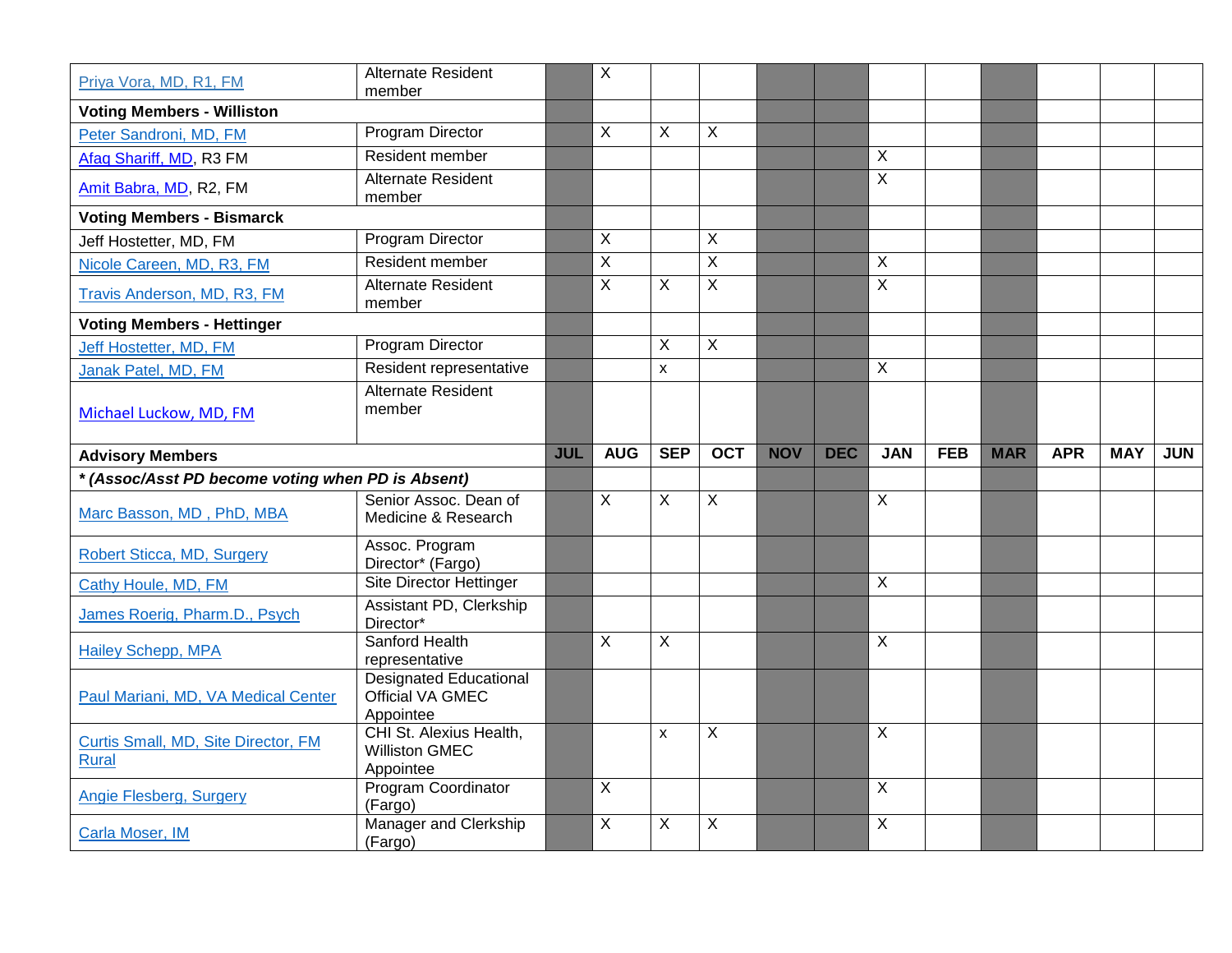| | | JUL | AUG | SEP | OCT | NOV | DEC | JAN | FEB | MAR | APR | MAY | JUN |
|---|---|---|---|---|---|---|---|---|---|---|---|---|---|
| Priya Vora, MD, R1, FM | Alternate Resident member | | X | | | | | | | | | | |
| **Voting Members - Williston** | | | | | | | | | | | | | |
| Peter Sandroni, MD, FM | Program Director | | X | X | X | | | | | | | | |
| Afaq Shariff, MD, R3 FM | Resident member | | | | | | | X | | | | | |
| Amit Babra, MD, R2, FM | Alternate Resident member | | | | | | | X | | | | | |
| **Voting Members - Bismarck** | | | | | | | | | | | | | |
| Jeff Hostetter, MD, FM | Program Director | | X | | X | | | | | | | | |
| Nicole Careen, MD, R3, FM | Resident member | | X | | X | | | X | | | | | |
| Travis Anderson, MD, R3, FM | Alternate Resident member | | X | X | X | | | X | | | | | |
| **Voting Members - Hettinger** | | | | | | | | | | | | | |
| Jeff Hostetter, MD, FM | Program Director | | | X | X | | | | | | | | |
| Janak Patel, MD, FM | Resident representative | | | x | | | | X | | | | | |
| Michael Luckow, MD, FM | Alternate Resident member | | | | | | | | | | | | |
| **Advisory Members** | | **JUL** | **AUG** | **SEP** | **OCT** | **NOV** | **DEC** | **JAN** | **FEB** | **MAR** | **APR** | **MAY** | **JUN** |
| ***\* (Assoc/Asst PD become voting when PD is Absent)*** | | | | | | | | | | | | | |
| Marc Basson, MD , PhD, MBA | Senior Assoc. Dean of Medicine & Research | | X | X | X | | | X | | | | | |
| Robert Sticca, MD, Surgery | Assoc. Program Director* (Fargo) | | | | | | | | | | | | |
| Cathy Houle, MD, FM | Site Director Hettinger | | | | | | | X | | | | | |
| James Roerig, Pharm.D., Psych | Assistant PD, Clerkship Director* | | | | | | | | | | | | |
| Hailey Schepp, MPA | Sanford Health representative | | X | X | | | | X | | | | | |
| Paul Mariani, MD, VA Medical Center | Designated Educational Official VA GMEC Appointee | | | | | | | | | | | | |
| Curtis Small, MD, Site Director, FM Rural | CHI St. Alexius Health, Williston GMEC Appointee | | | x | X | | | X | | | | | |
| Angie Flesberg, Surgery | Program Coordinator (Fargo) | | X | | | | | X | | | | | |
| Carla Moser, IM | Manager and Clerkship (Fargo) | | X | X | X | | | X | | | | | |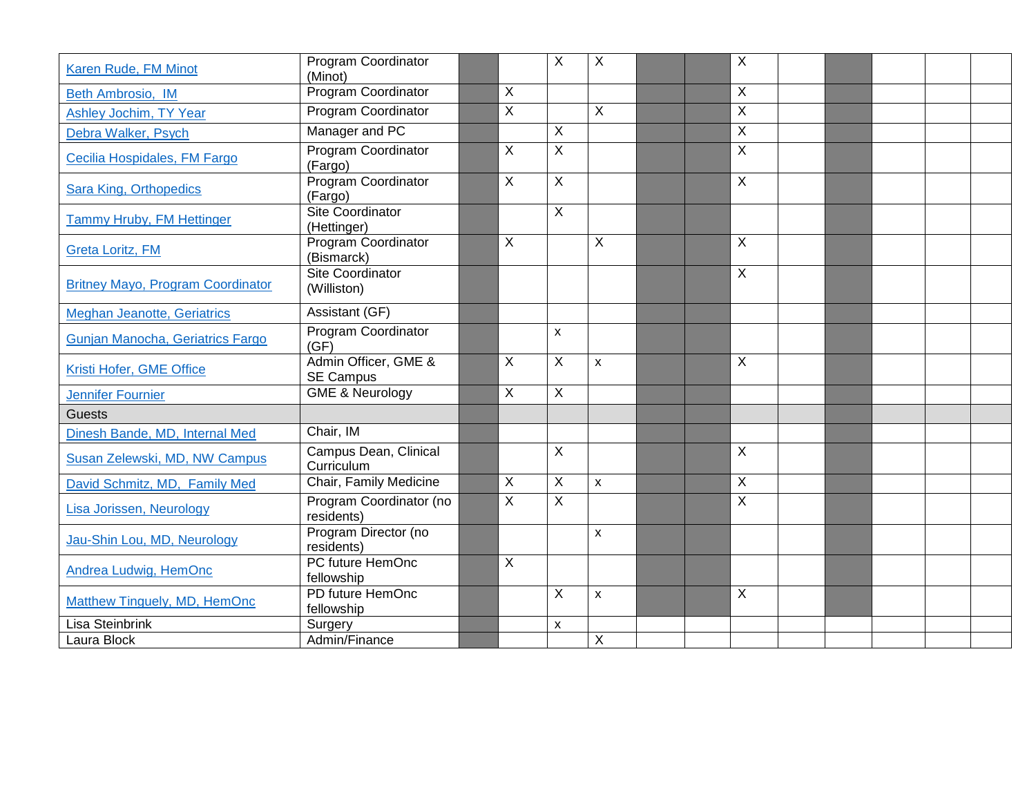| | | | | | | | | | | | | | |
|---|---|---|---|---|---|---|---|---|---|---|---|---|---|
| Karen Rude, FM Minot | Program Coordinator (Minot) | | | X | X | | | X | | | | | |
| Beth Ambrosio, IM | Program Coordinator | | X | | | | | X | | | | | |
| Ashley Jochim, TY Year | Program Coordinator | | X | | X | | | X | | | | | |
| Debra Walker, Psych | Manager and PC | | | X | | | | X | | | | | |
| Cecilia Hospidales, FM Fargo | Program Coordinator (Fargo) | | X | X | | | | X | | | | | |
| Sara King, Orthopedics | Program Coordinator (Fargo) | | X | X | | | | X | | | | | |
| Tammy Hruby, FM Hettinger | Site Coordinator (Hettinger) | | | X | | | | | | | | | |
| Greta Loritz, FM | Program Coordinator (Bismarck) | | X | | X | | | X | | | | | |
| Britney Mayo, Program Coordinator | Site Coordinator (Williston) | | | | | | | X | | | | | |
| Meghan Jeanotte, Geriatrics | Assistant (GF) | | | | | | | | | | | | |
| Gunjan Manocha, Geriatrics Fargo | Program Coordinator (GF) | | | x | | | | | | | | | |
| Kristi Hofer, GME Office | Admin Officer, GME & SE Campus | | X | X | x | | | X | | | | | |
| Jennifer Fournier | GME & Neurology | | X | X | | | | | | | | | |
| Guests | | | | | | | | | | | | | |
| Dinesh Bande, MD, Internal Med | Chair, IM | | | | | | | | | | | | |
| Susan Zelewski, MD, NW Campus | Campus Dean, Clinical Curriculum | | | X | | | | X | | | | | |
| David Schmitz, MD, Family Med | Chair, Family Medicine | | X | X | x | | | X | | | | | |
| Lisa Jorissen, Neurology | Program Coordinator (no residents) | | X | X | | | | X | | | | | |
| Jau-Shin Lou, MD, Neurology | Program Director (no residents) | | | | x | | | | | | | | |
| Andrea Ludwig, HemOnc | PC future HemOnc fellowship | | X | | | | | | | | | | |
| Matthew Tinguely, MD, HemOnc | PD future HemOnc fellowship | | | X | x | | | X | | | | | |
| Lisa Steinbrink | Surgery | | | x | | | | | | | | | |
| Laura Block | Admin/Finance | | | | X | | | | | | | | |